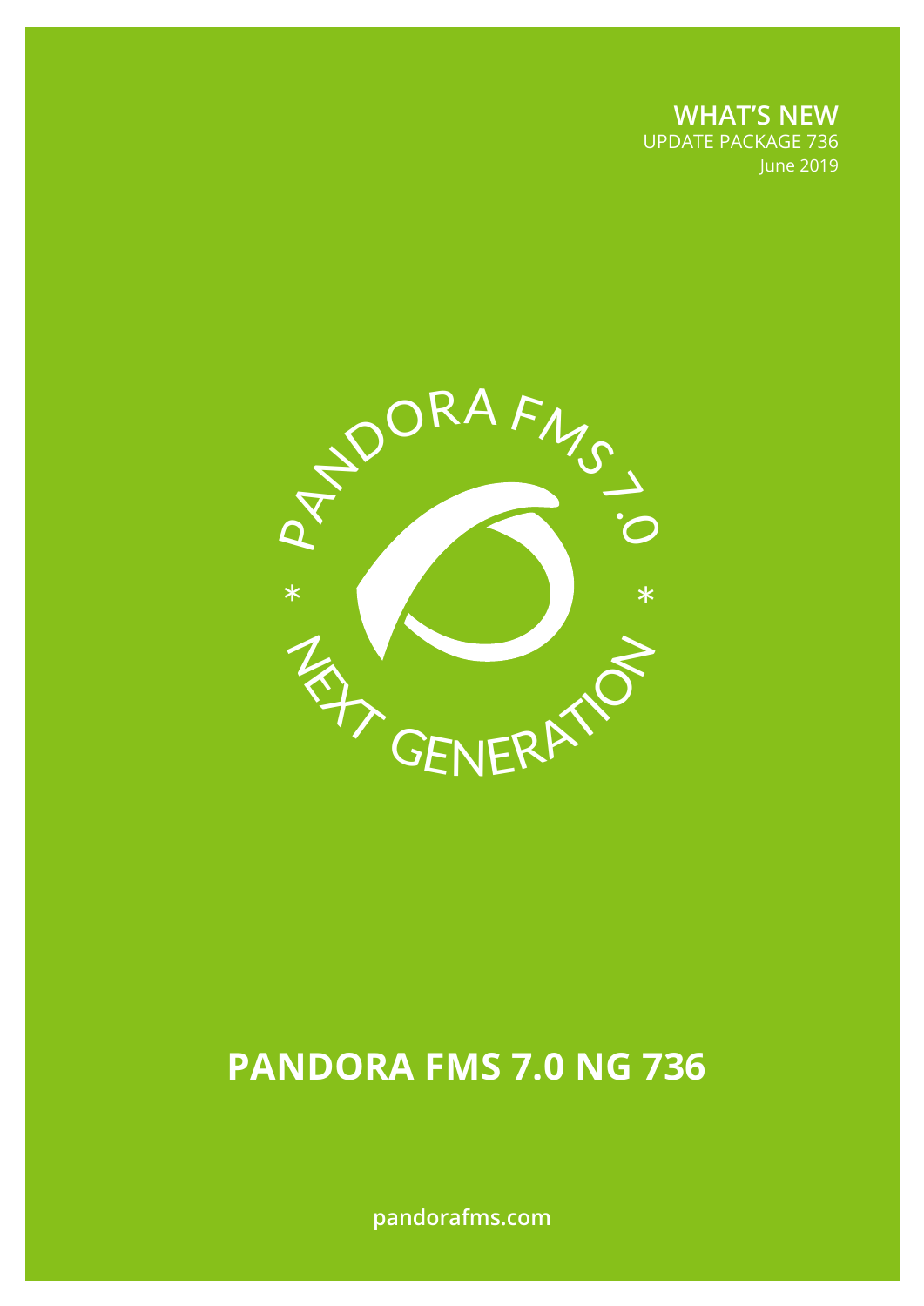**WHAT'S NEW**
UPDATE PACKAGE 736
June 2019

# PANDORA FMS 7.0 NG 736

pandorafms.com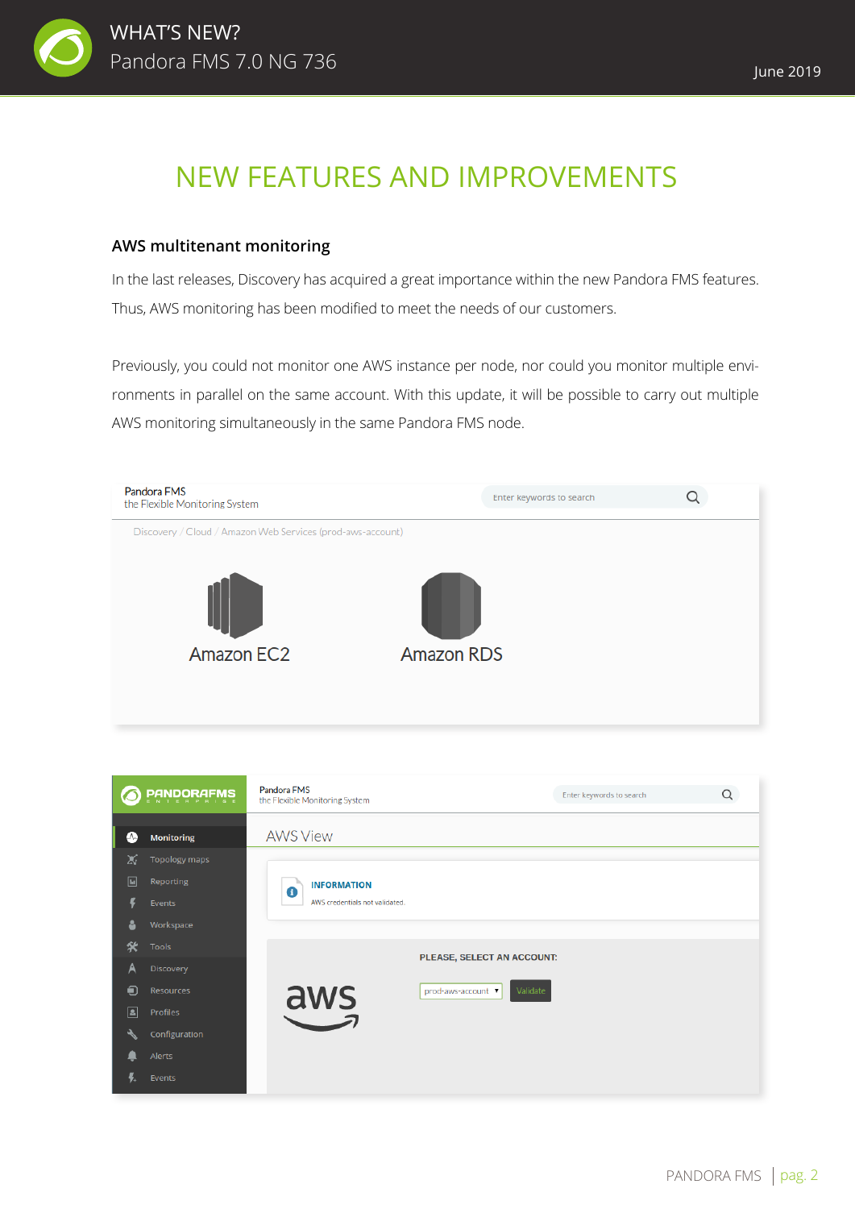# NEW FEATURES AND IMPROVEMENTS

## AWS multitenant monitoring

In the last releases, Discovery has acquired a great importance within the new Pandora FMS features. Thus, AWS monitoring has been modified to meet the needs of our customers.

Previously, you could not monitor one AWS instance per node, nor could you monitor multiple environments in parallel on the same account. With this update, it will be possible to carry out multiple AWS monitoring simultaneously in the same Pandora FMS node.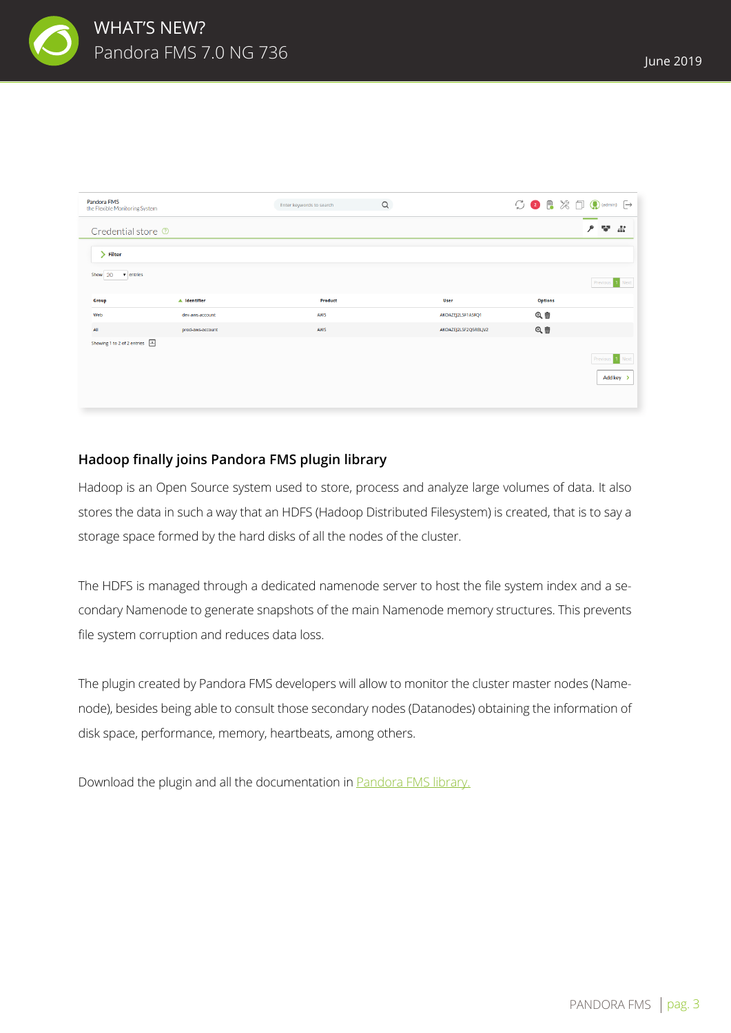## Hadoop finally joins Pandora FMS plugin library

Hadoop is an Open Source system used to store, process and analyze large volumes of data. It also stores the data in such a way that an HDFS (Hadoop Distributed Filesystem) is created, that is to say a storage space formed by the hard disks of all the nodes of the cluster.

The HDFS is managed through a dedicated namenode server to host the file system index and a secondary Namenode to generate snapshots of the main Namenode memory structures. This prevents file system corruption and reduces data loss.

The plugin created by Pandora FMS developers will allow to monitor the cluster master nodes (Namenode), besides being able to consult those secondary nodes (Datanodes) obtaining the information of disk space, performance, memory, heartbeats, among others.

Download the plugin and all the documentation in Pandora FMS library.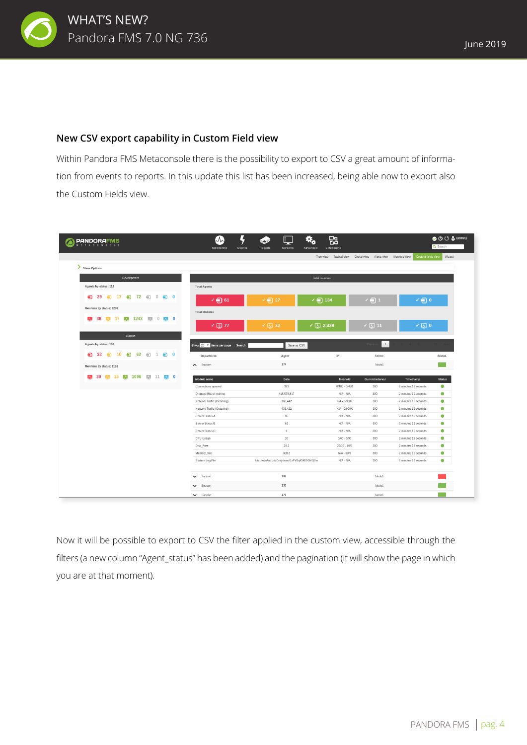## New CSV export capability in Custom Field view

Within Pandora FMS Metaconsole there is the possibility to export to CSV a great amount of information from events to reports. In this update this list has been increased, being able now to export also the Custom Fields view.

Now it will be possible to export to CSV the filter applied in the custom view, accessible through the filters (a new column "Agent_status" has been added) and the pagination (it will show the page in which you are at that moment).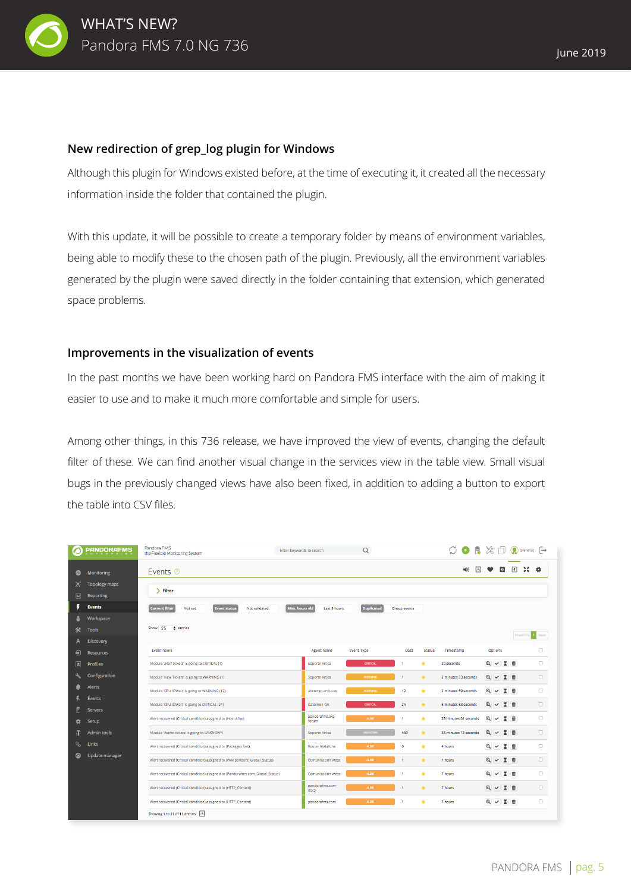## New redirection of grep_log plugin for Windows

Although this plugin for Windows existed before, at the time of executing it, it created all the necessary information inside the folder that contained the plugin.

With this update, it will be possible to create a temporary folder by means of environment variables, being able to modify these to the chosen path of the plugin. Previously, all the environment variables generated by the plugin were saved directly in the folder containing that extension, which generated space problems.

## Improvements in the visualization of events

In the past months we have been working hard on Pandora FMS interface with the aim of making it easier to use and to make it much more comfortable and simple for users.

Among other things, in this 736 release, we have improved the view of events, changing the default filter of these. We can find another visual change in the services view in the table view. Small visual bugs in the previously changed views have also been fixed, in addition to adding a button to export the table into CSV files.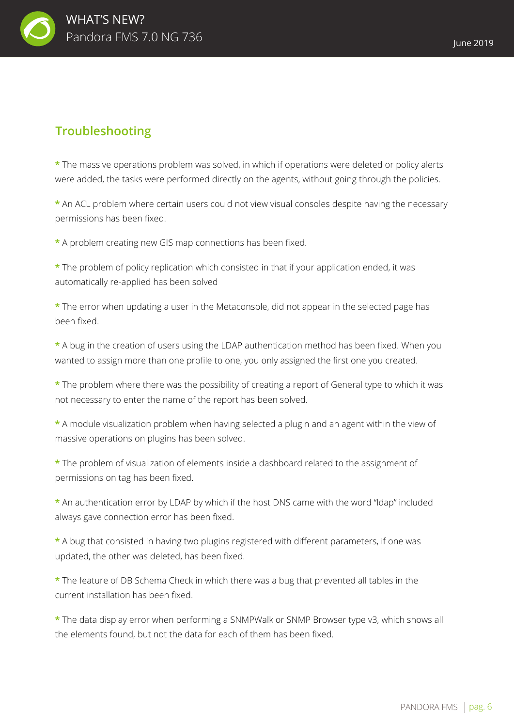## Troubleshooting

* The massive operations problem was solved, in which if operations were deleted or policy alerts were added, the tasks were performed directly on the agents, without going through the policies.

* An ACL problem where certain users could not view visual consoles despite having the necessary permissions has been fixed.

* A problem creating new GIS map connections has been fixed.

* The problem of policy replication which consisted in that if your application ended, it was automatically re-applied has been solved

* The error when updating a user in the Metaconsole, did not appear in the selected page has been fixed.

* A bug in the creation of users using the LDAP authentication method has been fixed. When you wanted to assign more than one profile to one, you only assigned the first one you created.

* The problem where there was the possibility of creating a report of General type to which it was not necessary to enter the name of the report has been solved.

* A module visualization problem when having selected a plugin and an agent within the view of massive operations on plugins has been solved.

* The problem of visualization of elements inside a dashboard related to the assignment of permissions on tag has been fixed.

* An authentication error by LDAP by which if the host DNS came with the word "ldap" included always gave connection error has been fixed.

* A bug that consisted in having two plugins registered with different parameters, if one was updated, the other was deleted, has been fixed.

* The feature of DB Schema Check in which there was a bug that prevented all tables in the current installation has been fixed.

* The data display error when performing a SNMPWalk or SNMP Browser type v3, which shows all the elements found, but not the data for each of them has been fixed.